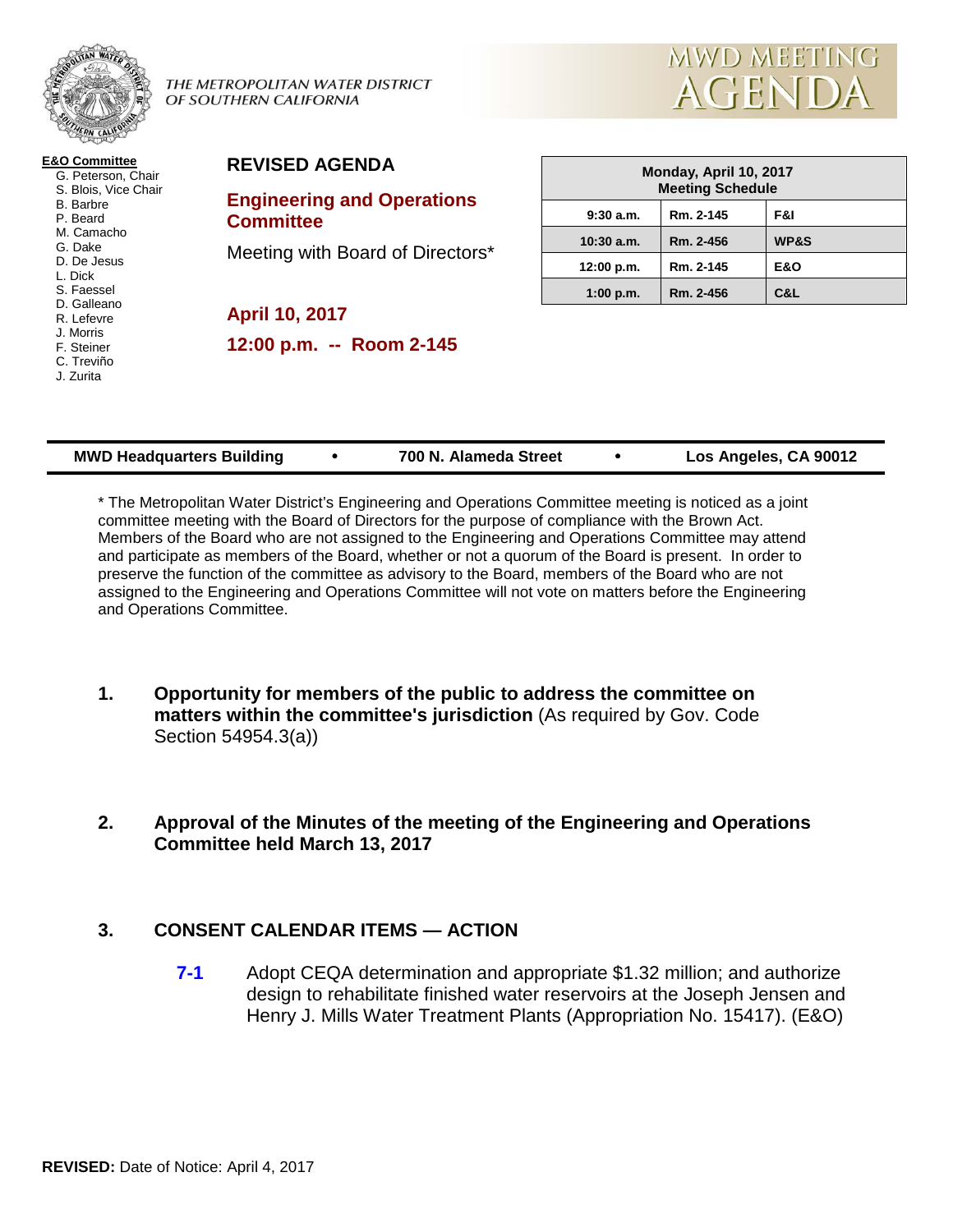THE METROPOLITAN WATER DISTRICT OF SOUTHERN CALIFORNIA

# MWD MEETING AGENDA

**E&O Committee**
G. Peterson, Chair
S. Blois, Vice Chair
B. Barbre
P. Beard
M. Camacho
G. Dake
D. De Jesus
L. Dick
S. Faessel
D. Galleano
R. Lefevre
J. Morris
F. Steiner
C. Treviño
J. Zurita

**REVISED AGENDA**

## Engineering and Operations Committee

Meeting with Board of Directors*

**April 10, 2017**

**12:00 p.m. -- Room 2-145**

| Monday, April 10, 2017 Meeting Schedule | | |
|---|---|---|
| 9:30 a.m. | Rm. 2-145 | F&I |
| 10:30 a.m. | Rm. 2-456 | WP&S |
| 12:00 p.m. | Rm. 2-145 | E&O |
| 1:00 p.m. | Rm. 2-456 | C&L |

**MWD Headquarters Building • 700 N. Alameda Street • Los Angeles, CA 90012**

* The Metropolitan Water District's Engineering and Operations Committee meeting is noticed as a joint committee meeting with the Board of Directors for the purpose of compliance with the Brown Act. Members of the Board who are not assigned to the Engineering and Operations Committee may attend and participate as members of the Board, whether or not a quorum of the Board is present. In order to preserve the function of the committee as advisory to the Board, members of the Board who are not assigned to the Engineering and Operations Committee will not vote on matters before the Engineering and Operations Committee.

**1. Opportunity for members of the public to address the committee on matters within the committee's jurisdiction** (As required by Gov. Code Section 54954.3(a))

**2. Approval of the Minutes of the meeting of the Engineering and Operations Committee held March 13, 2017**

**3. CONSENT CALENDAR ITEMS — ACTION**

**7-1** Adopt CEQA determination and appropriate $1.32 million; and authorize design to rehabilitate finished water reservoirs at the Joseph Jensen and Henry J. Mills Water Treatment Plants (Appropriation No. 15417). (E&O)

**REVISED:** Date of Notice: April 4, 2017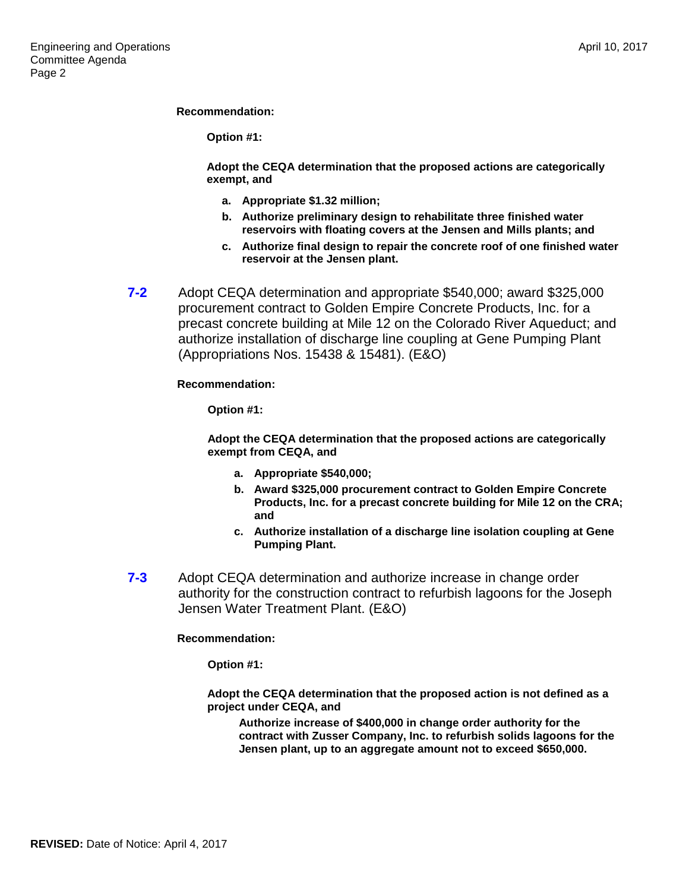**Recommendation:**

**Option #1:**

**Adopt the CEQA determination that the proposed actions are categorically exempt, and**

- **a. Appropriate $1.32 million;**
- **b. Authorize preliminary design to rehabilitate three finished water reservoirs with floating covers at the Jensen and Mills plants; and**
- **c. Authorize final design to repair the concrete roof of one finished water reservoir at the Jensen plant.**

**7-2** Adopt CEQA determination and appropriate $540,000; award $325,000 procurement contract to Golden Empire Concrete Products, Inc. for a precast concrete building at Mile 12 on the Colorado River Aqueduct; and authorize installation of discharge line coupling at Gene Pumping Plant (Appropriations Nos. 15438 & 15481). (E&O)

**Recommendation:**

**Option #1:**

**Adopt the CEQA determination that the proposed actions are categorically exempt from CEQA, and**

- **a. Appropriate $540,000;**
- **b. Award $325,000 procurement contract to Golden Empire Concrete Products, Inc. for a precast concrete building for Mile 12 on the CRA; and**
- **c. Authorize installation of a discharge line isolation coupling at Gene Pumping Plant.**

**7-3** Adopt CEQA determination and authorize increase in change order authority for the construction contract to refurbish lagoons for the Joseph Jensen Water Treatment Plant. (E&O)

**Recommendation:**

**Option #1:**

**Adopt the CEQA determination that the proposed action is not defined as a project under CEQA, and**

**Authorize increase of $400,000 in change order authority for the contract with Zusser Company, Inc. to refurbish solids lagoons for the Jensen plant, up to an aggregate amount not to exceed $650,000.**

**REVISED:** Date of Notice: April 4, 2017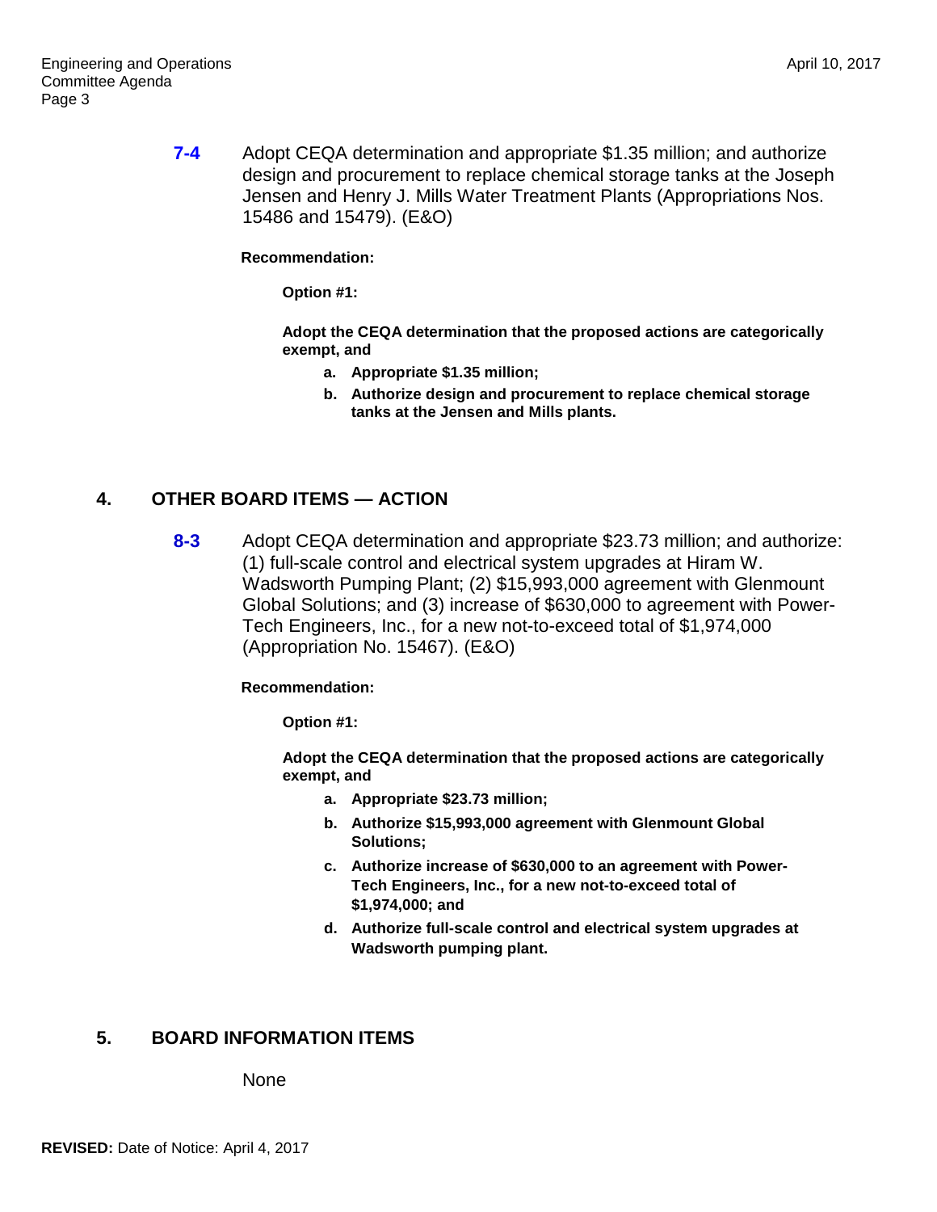**7-4** Adopt CEQA determination and appropriate $1.35 million; and authorize design and procurement to replace chemical storage tanks at the Joseph Jensen and Henry J. Mills Water Treatment Plants (Appropriations Nos. 15486 and 15479). (E&O)

**Recommendation:**

**Option #1:**

**Adopt the CEQA determination that the proposed actions are categorically exempt, and**

- **a. Appropriate $1.35 million;**
- **b. Authorize design and procurement to replace chemical storage tanks at the Jensen and Mills plants.**

## 4. OTHER BOARD ITEMS — ACTION

**8-3** Adopt CEQA determination and appropriate $23.73 million; and authorize: (1) full-scale control and electrical system upgrades at Hiram W. Wadsworth Pumping Plant; (2) $15,993,000 agreement with Glenmount Global Solutions; and (3) increase of $630,000 to agreement with Power-Tech Engineers, Inc., for a new not-to-exceed total of $1,974,000 (Appropriation No. 15467). (E&O)

**Recommendation:**

**Option #1:**

**Adopt the CEQA determination that the proposed actions are categorically exempt, and**

- **a. Appropriate $23.73 million;**
- **b. Authorize $15,993,000 agreement with Glenmount Global Solutions;**
- **c. Authorize increase of $630,000 to an agreement with Power-Tech Engineers, Inc., for a new not-to-exceed total of $1,974,000; and**
- **d. Authorize full-scale control and electrical system upgrades at Wadsworth pumping plant.**

## 5. BOARD INFORMATION ITEMS

None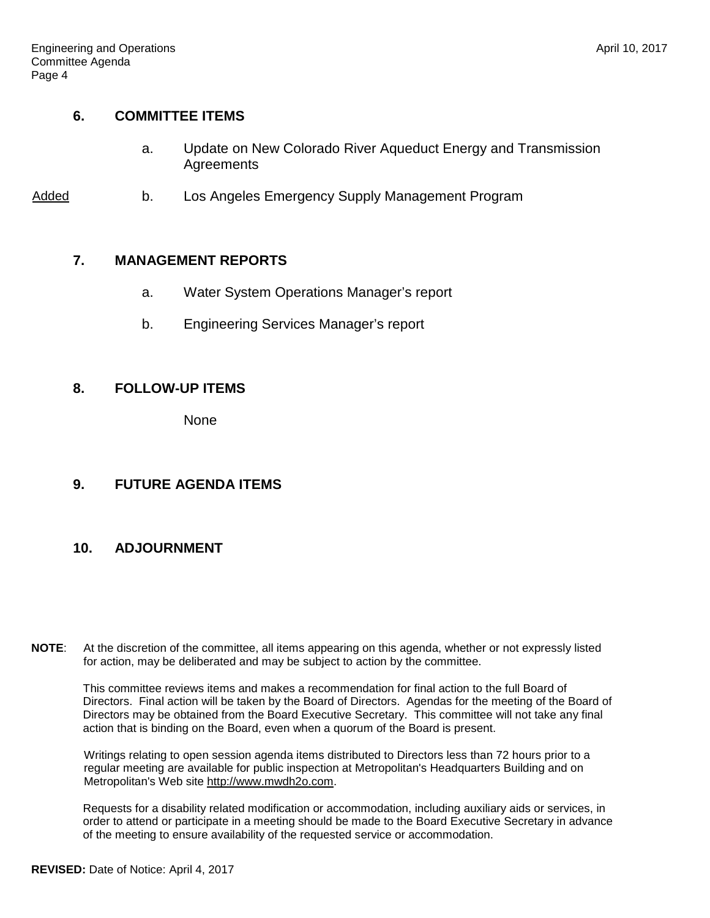## 6. COMMITTEE ITEMS

a. Update on New Colorado River Aqueduct Energy and Transmission Agreements

Added b. Los Angeles Emergency Supply Management Program

## 7. MANAGEMENT REPORTS

a. Water System Operations Manager's report

b. Engineering Services Manager's report

## 8. FOLLOW-UP ITEMS

None

## 9. FUTURE AGENDA ITEMS

## 10. ADJOURNMENT

**NOTE**: At the discretion of the committee, all items appearing on this agenda, whether or not expressly listed for action, may be deliberated and may be subject to action by the committee.

This committee reviews items and makes a recommendation for final action to the full Board of Directors. Final action will be taken by the Board of Directors. Agendas for the meeting of the Board of Directors may be obtained from the Board Executive Secretary. This committee will not take any final action that is binding on the Board, even when a quorum of the Board is present.

Writings relating to open session agenda items distributed to Directors less than 72 hours prior to a regular meeting are available for public inspection at Metropolitan's Headquarters Building and on Metropolitan's Web site http://www.mwdh2o.com.

Requests for a disability related modification or accommodation, including auxiliary aids or services, in order to attend or participate in a meeting should be made to the Board Executive Secretary in advance of the meeting to ensure availability of the requested service or accommodation.

**REVISED:** Date of Notice: April 4, 2017